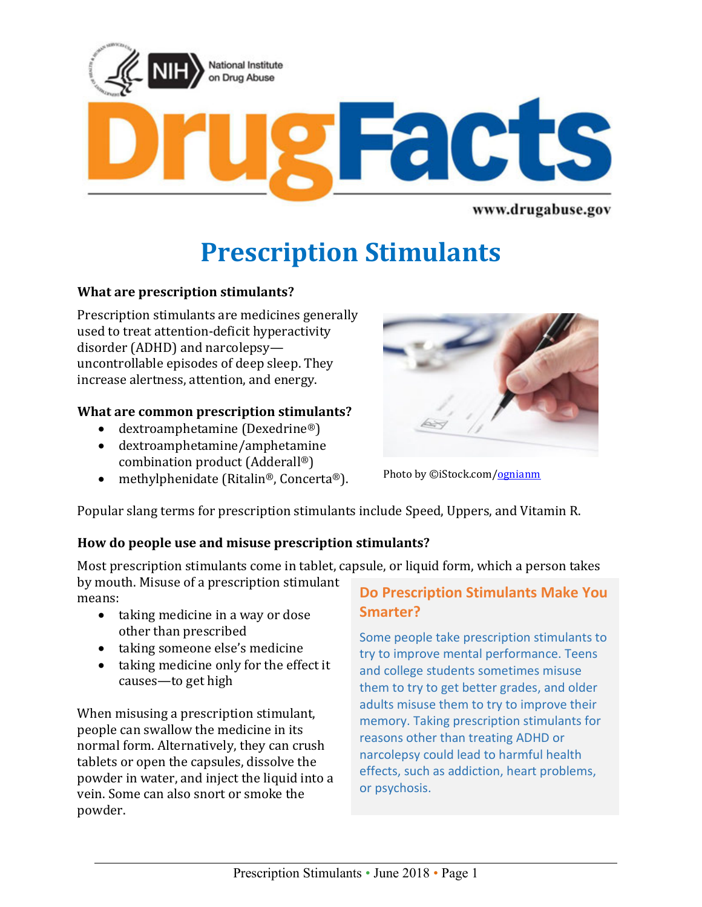# Prescription Stimulants

### What are prescription stimulants?

Prescription stimulants are medicines generally used to treat attention-deficit hyperactivity disorder (ADHD) and narcolepsy—uncontrollable episodes of deep sleep. They increase alertness, attention, and energy.

### What are common prescription stimulants?

- dextroamphetamine (Dexedrine®)
- dextroamphetamine/amphetamine combination product (Adderall®)
- methylphenidate (Ritalin®, Concerta®).

Photo by ©iStock.com/ognianm

Popular slang terms for prescription stimulants include Speed, Uppers, and Vitamin R.

### How do people use and misuse prescription stimulants?

Most prescription stimulants come in tablet, capsule, or liquid form, which a person takes by mouth. Misuse of a prescription stimulant means:

- taking medicine in a way or dose other than prescribed
- taking someone else's medicine
- taking medicine only for the effect it causes—to get high

When misusing a prescription stimulant, people can swallow the medicine in its normal form. Alternatively, they can crush tablets or open the capsules, dissolve the powder in water, and inject the liquid into a vein. Some can also snort or smoke the powder.

### Do Prescription Stimulants Make You Smarter?

Some people take prescription stimulants to try to improve mental performance. Teens and college students sometimes misuse them to try to get better grades, and older adults misuse them to try to improve their memory. Taking prescription stimulants for reasons other than treating ADHD or narcolepsy could lead to harmful health effects, such as addiction, heart problems, or psychosis.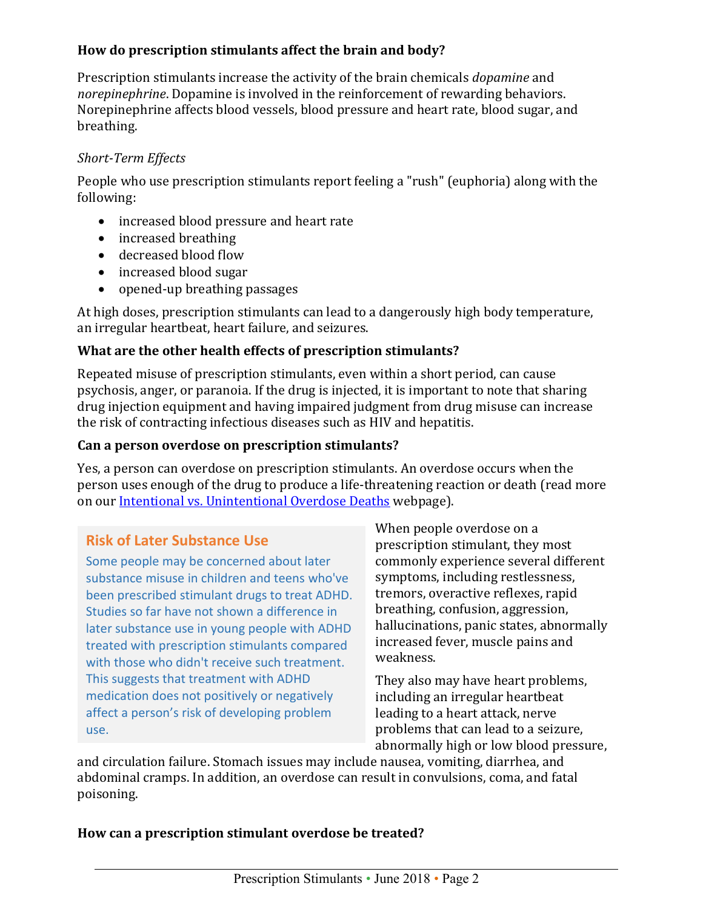**How do prescription stimulants affect the brain and body?**

Prescription stimulants increase the activity of the brain chemicals *dopamine* and *norepinephrine*. Dopamine is involved in the reinforcement of rewarding behaviors. Norepinephrine affects blood vessels, blood pressure and heart rate, blood sugar, and breathing.

*Short-Term Effects*

People who use prescription stimulants report feeling a "rush" (euphoria) along with the following:

- increased blood pressure and heart rate
- increased breathing
- decreased blood flow
- increased blood sugar
- opened-up breathing passages

At high doses, prescription stimulants can lead to a dangerously high body temperature, an irregular heartbeat, heart failure, and seizures.

**What are the other health effects of prescription stimulants?**

Repeated misuse of prescription stimulants, even within a short period, can cause psychosis, anger, or paranoia. If the drug is injected, it is important to note that sharing drug injection equipment and having impaired judgment from drug misuse can increase the risk of contracting infectious diseases such as HIV and hepatitis.

**Can a person overdose on prescription stimulants?**

Yes, a person can overdose on prescription stimulants. An overdose occurs when the person uses enough of the drug to produce a life-threatening reaction or death (read more on our [Intentional vs. Unintentional Overdose Deaths] webpage).

> **Risk of Later Substance Use**
>
> Some people may be concerned about later substance misuse in children and teens who've been prescribed stimulant drugs to treat ADHD. Studies so far have not shown a difference in later substance use in young people with ADHD treated with prescription stimulants compared with those who didn't receive such treatment. This suggests that treatment with ADHD medication does not positively or negatively affect a person's risk of developing problem use.

When people overdose on a prescription stimulant, they most commonly experience several different symptoms, including restlessness, tremors, overactive reflexes, rapid breathing, confusion, aggression, hallucinations, panic states, abnormally increased fever, muscle pains and weakness.

They also may have heart problems, including an irregular heartbeat leading to a heart attack, nerve problems that can lead to a seizure, abnormally high or low blood pressure, and circulation failure. Stomach issues may include nausea, vomiting, diarrhea, and abdominal cramps. In addition, an overdose can result in convulsions, coma, and fatal poisoning.

**How can a prescription stimulant overdose be treated?**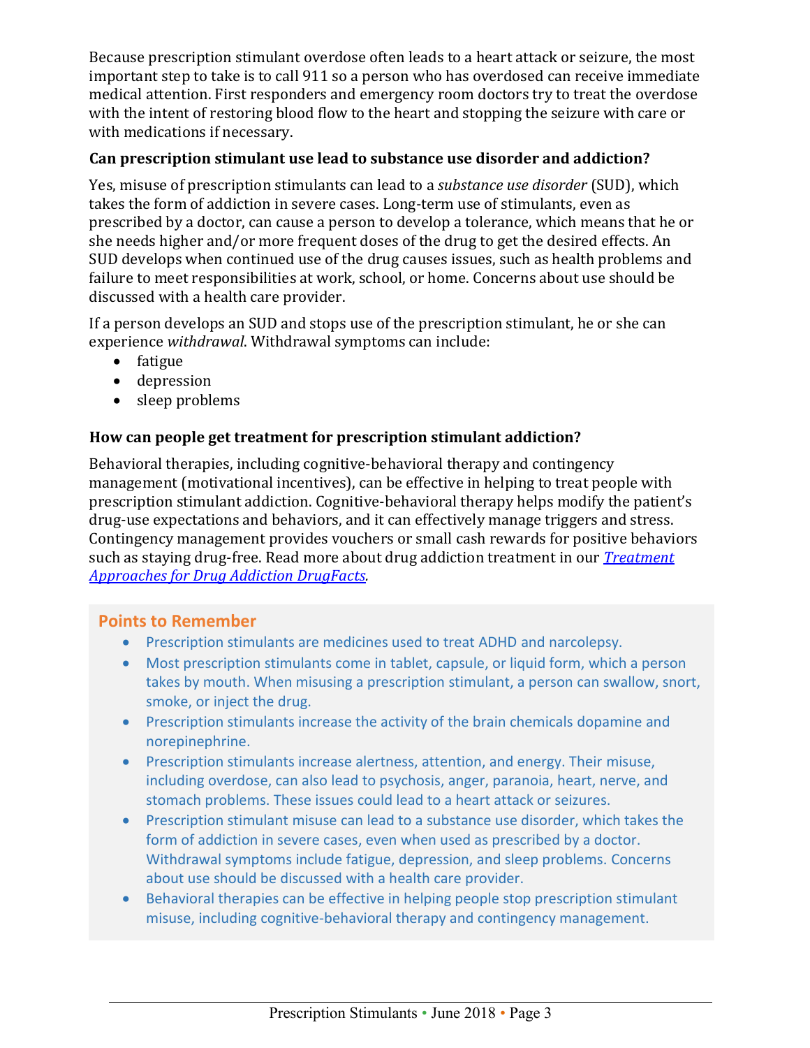Because prescription stimulant overdose often leads to a heart attack or seizure, the most important step to take is to call 911 so a person who has overdosed can receive immediate medical attention. First responders and emergency room doctors try to treat the overdose with the intent of restoring blood flow to the heart and stopping the seizure with care or with medications if necessary.

### Can prescription stimulant use lead to substance use disorder and addiction?

Yes, misuse of prescription stimulants can lead to a *substance use disorder* (SUD), which takes the form of addiction in severe cases. Long-term use of stimulants, even as prescribed by a doctor, can cause a person to develop a tolerance, which means that he or she needs higher and/or more frequent doses of the drug to get the desired effects. An SUD develops when continued use of the drug causes issues, such as health problems and failure to meet responsibilities at work, school, or home. Concerns about use should be discussed with a health care provider.

If a person develops an SUD and stops use of the prescription stimulant, he or she can experience *withdrawal*. Withdrawal symptoms can include:

- fatigue
- depression
- sleep problems

### How can people get treatment for prescription stimulant addiction?

Behavioral therapies, including cognitive-behavioral therapy and contingency management (motivational incentives), can be effective in helping to treat people with prescription stimulant addiction. Cognitive-behavioral therapy helps modify the patient's drug-use expectations and behaviors, and it can effectively manage triggers and stress. Contingency management provides vouchers or small cash rewards for positive behaviors such as staying drug-free. Read more about drug addiction treatment in our *Treatment Approaches for Drug Addiction DrugFacts*.

## Points to Remember

- Prescription stimulants are medicines used to treat ADHD and narcolepsy.
- Most prescription stimulants come in tablet, capsule, or liquid form, which a person takes by mouth. When misusing a prescription stimulant, a person can swallow, snort, smoke, or inject the drug.
- Prescription stimulants increase the activity of the brain chemicals dopamine and norepinephrine.
- Prescription stimulants increase alertness, attention, and energy. Their misuse, including overdose, can also lead to psychosis, anger, paranoia, heart, nerve, and stomach problems. These issues could lead to a heart attack or seizures.
- Prescription stimulant misuse can lead to a substance use disorder, which takes the form of addiction in severe cases, even when used as prescribed by a doctor. Withdrawal symptoms include fatigue, depression, and sleep problems. Concerns about use should be discussed with a health care provider.
- Behavioral therapies can be effective in helping people stop prescription stimulant misuse, including cognitive-behavioral therapy and contingency management.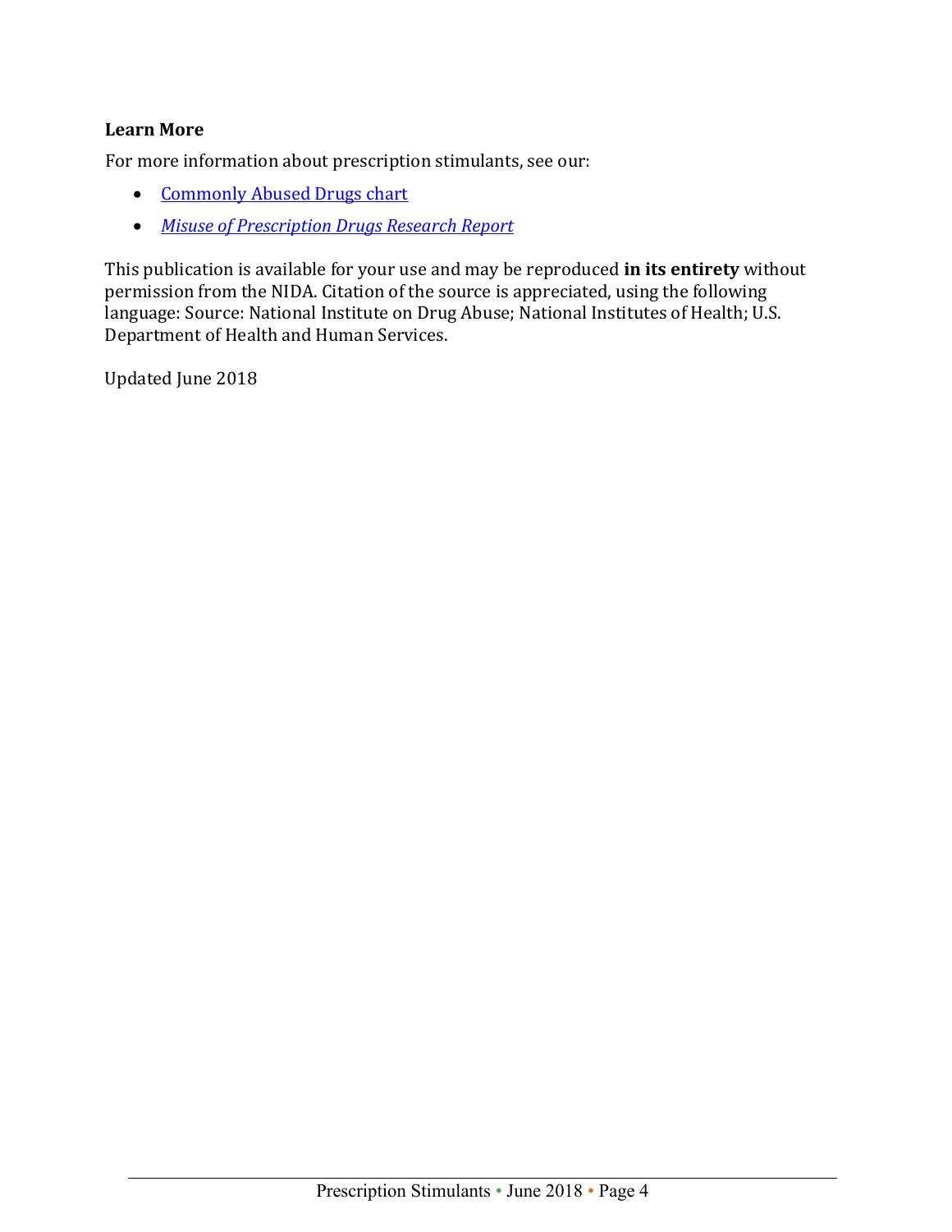### Learn More

For more information about prescription stimulants, see our:

- Commonly Abused Drugs chart
- *Misuse of Prescription Drugs Research Report*

This publication is available for your use and may be reproduced **in its entirety** without permission from the NIDA. Citation of the source is appreciated, using the following language: Source: National Institute on Drug Abuse; National Institutes of Health; U.S. Department of Health and Human Services.

Updated June 2018